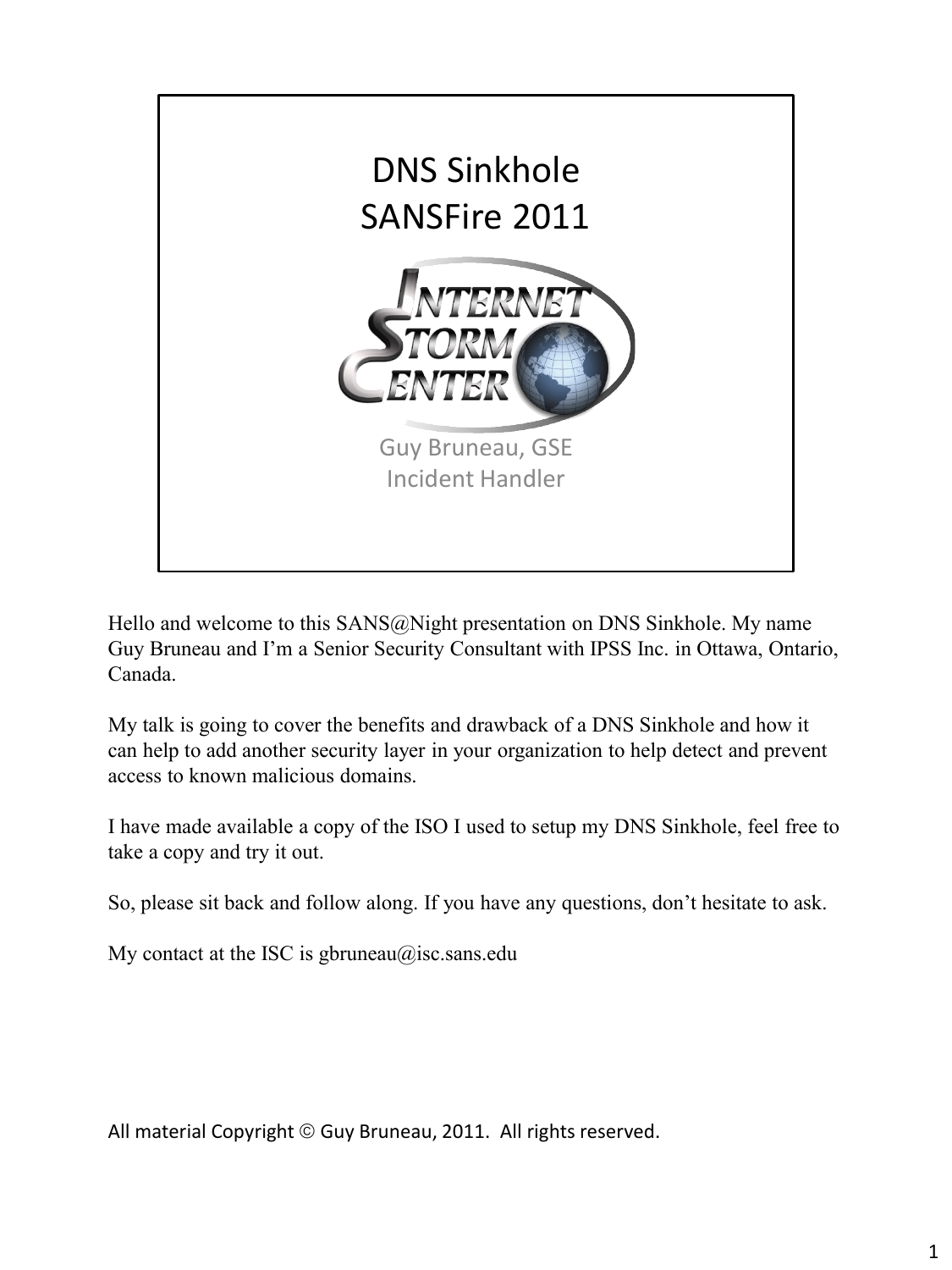# DNS Sinkhole
# SANSFire 2011

Guy Bruneau, GSE
Incident Handler

Hello and welcome to this SANS@Night presentation on DNS Sinkhole. My name Guy Bruneau and I'm a Senior Security Consultant with IPSS Inc. in Ottawa, Ontario, Canada.

My talk is going to cover the benefits and drawback of a DNS Sinkhole and how it can help to add another security layer in your organization to help detect and prevent access to known malicious domains.

I have made available a copy of the ISO I used to setup my DNS Sinkhole, feel free to take a copy and try it out.

So, please sit back and follow along. If you have any questions, don't hesitate to ask.

My contact at the ISC is gbruneau@isc.sans.edu

All material Copyright © Guy Bruneau, 2011. All rights reserved.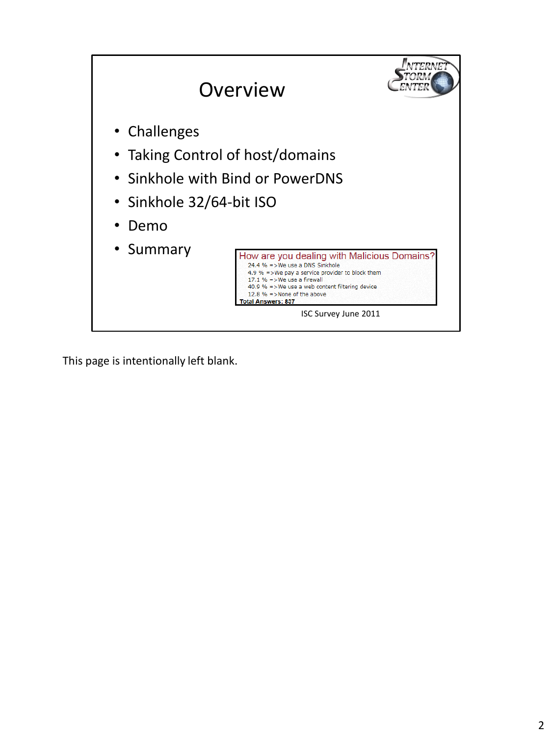# Overview

- Challenges
- Taking Control of host/domains
- Sinkhole with Bind or PowerDNS
- Sinkhole 32/64-bit ISO
- Demo
- Summary

**How are you dealing with Malicious Domains?**

24.4 % =>We use a DNS Sinkhole
4.9 % =>We pay a service provider to block them
17.1 % =>We use a firewall
40.9 % =>We use a web content filtering device
12.8 % =>None of the above
**Total Answers: 837**

ISC Survey June 2011

This page is intentionally left blank.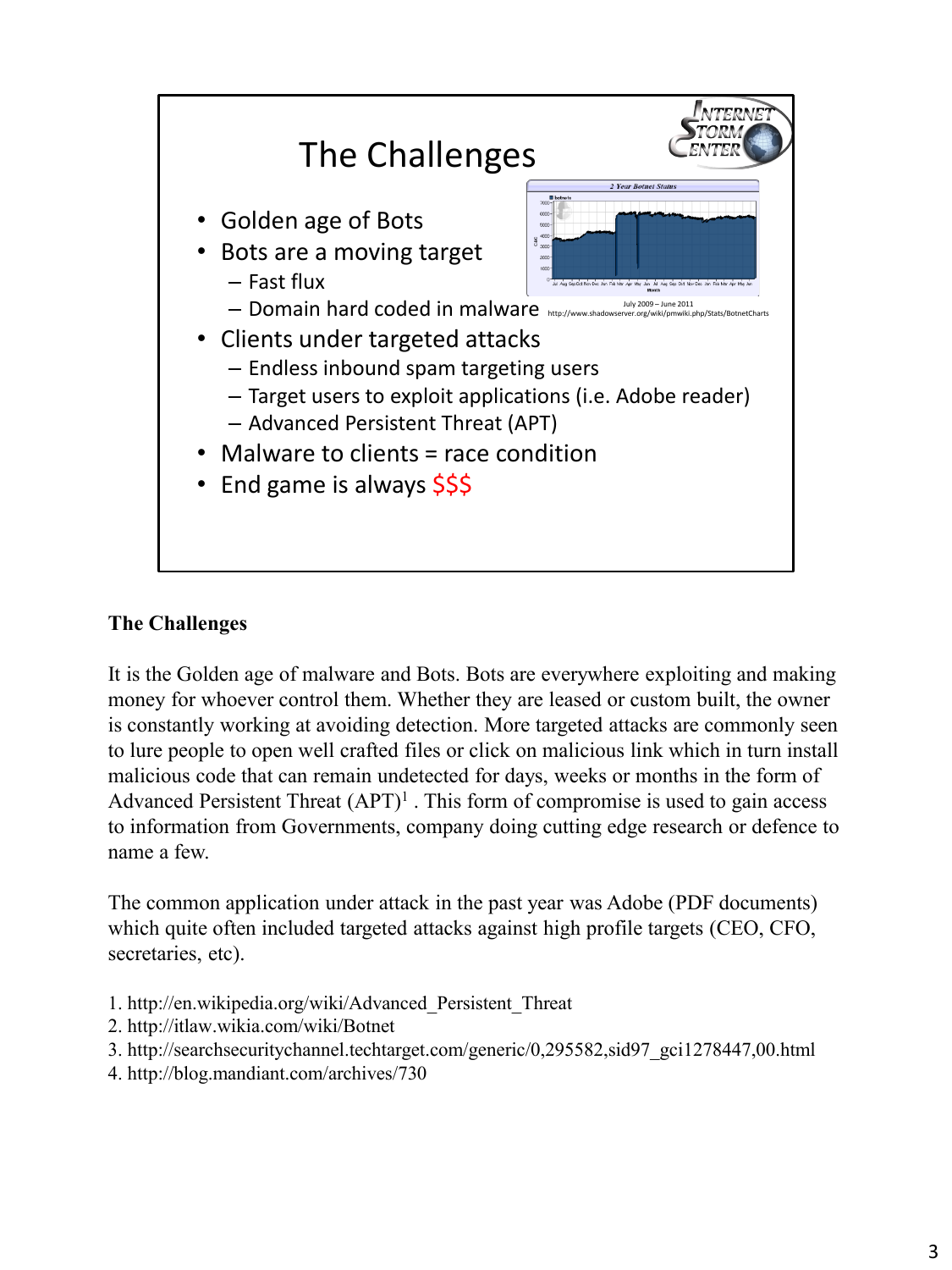## The Challenges

INTERNET STORM CENTER

- Golden age of Bots
- Bots are a moving target
  - Fast flux
  - Domain hard coded in malware
- Clients under targeted attacks
  - Endless inbound spam targeting users
  - Target users to exploit applications (i.e. Adobe reader)
  - Advanced Persistent Threat (APT)
- Malware to clients = race condition
- End game is always $$$

2 Year Botnet Status

botnets

7000
6000
5000
4000
3000
2000
1000
0

Count

Jul Aug Sep Oct Nov Dec Jan Feb Mar Apr May Jun Jul Aug Sep Oct Nov Dec Jan Feb Mar Apr May Jun

Month

July 2009 – June 2011

http://www.shadowserver.org/wiki/pmwiki.php/Stats/BotnetCharts

### The Challenges

It is the Golden age of malware and Bots. Bots are everywhere exploiting and making money for whoever control them. Whether they are leased or custom built, the owner is constantly working at avoiding detection. More targeted attacks are commonly seen to lure people to open well crafted files or click on malicious link which in turn install malicious code that can remain undetected for days, weeks or months in the form of Advanced Persistent Threat (APT)[1] . This form of compromise is used to gain access to information from Governments, company doing cutting edge research or defence to name a few.

The common application under attack in the past year was Adobe (PDF documents) which quite often included targeted attacks against high profile targets (CEO, CFO, secretaries, etc).

1. http://en.wikipedia.org/wiki/Advanced_Persistent_Threat
2. http://itlaw.wikia.com/wiki/Botnet
3. http://searchsecuritychannel.techtarget.com/generic/0,295582,sid97_gci1278447,00.html
4. http://blog.mandiant.com/archives/730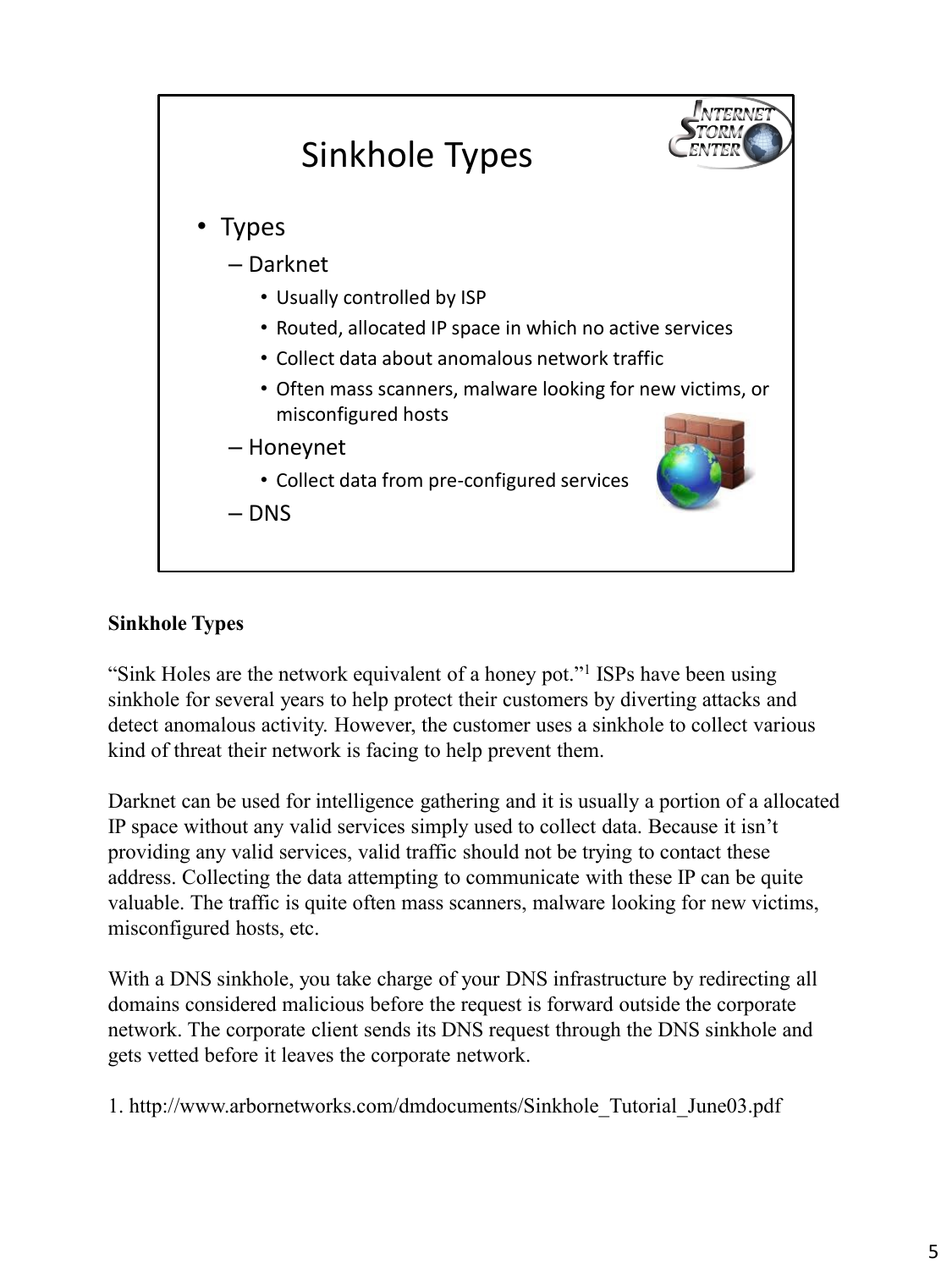## Sinkhole Types

- Types
  - Darknet
    - Usually controlled by ISP
    - Routed, allocated IP space in which no active services
    - Collect data about anomalous network traffic
    - Often mass scanners, malware looking for new victims, or misconfigured hosts
  - Honeynet
    - Collect data from pre-configured services
  - DNS

**Sinkhole Types**

"Sink Holes are the network equivalent of a honey pot."[1] ISPs have been using sinkhole for several years to help protect their customers by diverting attacks and detect anomalous activity. However, the customer uses a sinkhole to collect various kind of threat their network is facing to help prevent them.

Darknet can be used for intelligence gathering and it is usually a portion of a allocated IP space without any valid services simply used to collect data. Because it isn't providing any valid services, valid traffic should not be trying to contact these address. Collecting the data attempting to communicate with these IP can be quite valuable. The traffic is quite often mass scanners, malware looking for new victims, misconfigured hosts, etc.

With a DNS sinkhole, you take charge of your DNS infrastructure by redirecting all domains considered malicious before the request is forward outside the corporate network. The corporate client sends its DNS request through the DNS sinkhole and gets vetted before it leaves the corporate network.

1. http://www.arbornetworks.com/dmdocuments/Sinkhole_Tutorial_June03.pdf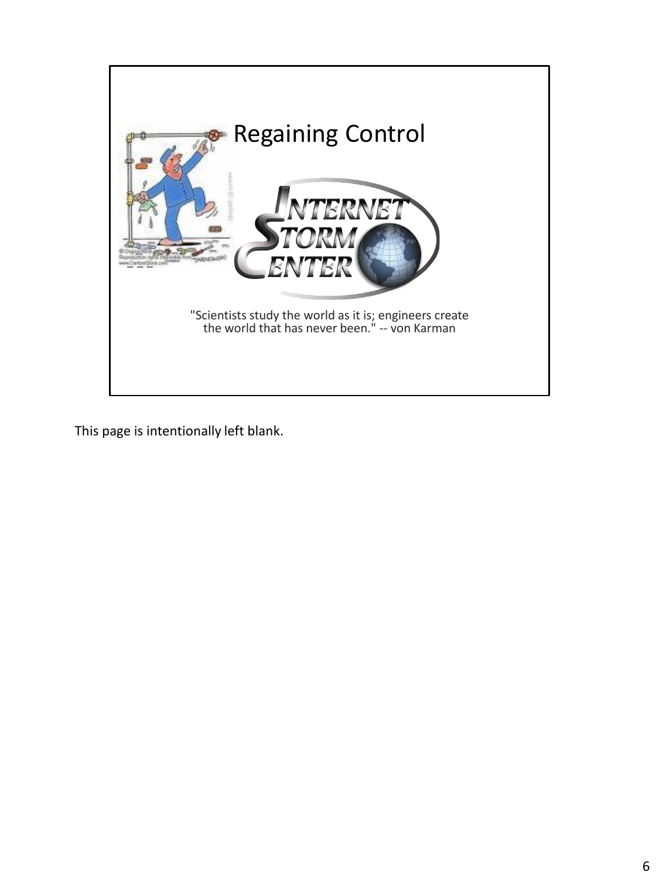# Regaining Control

"Scientists study the world as it is; engineers create the world that has never been." -- von Karman

This page is intentionally left blank.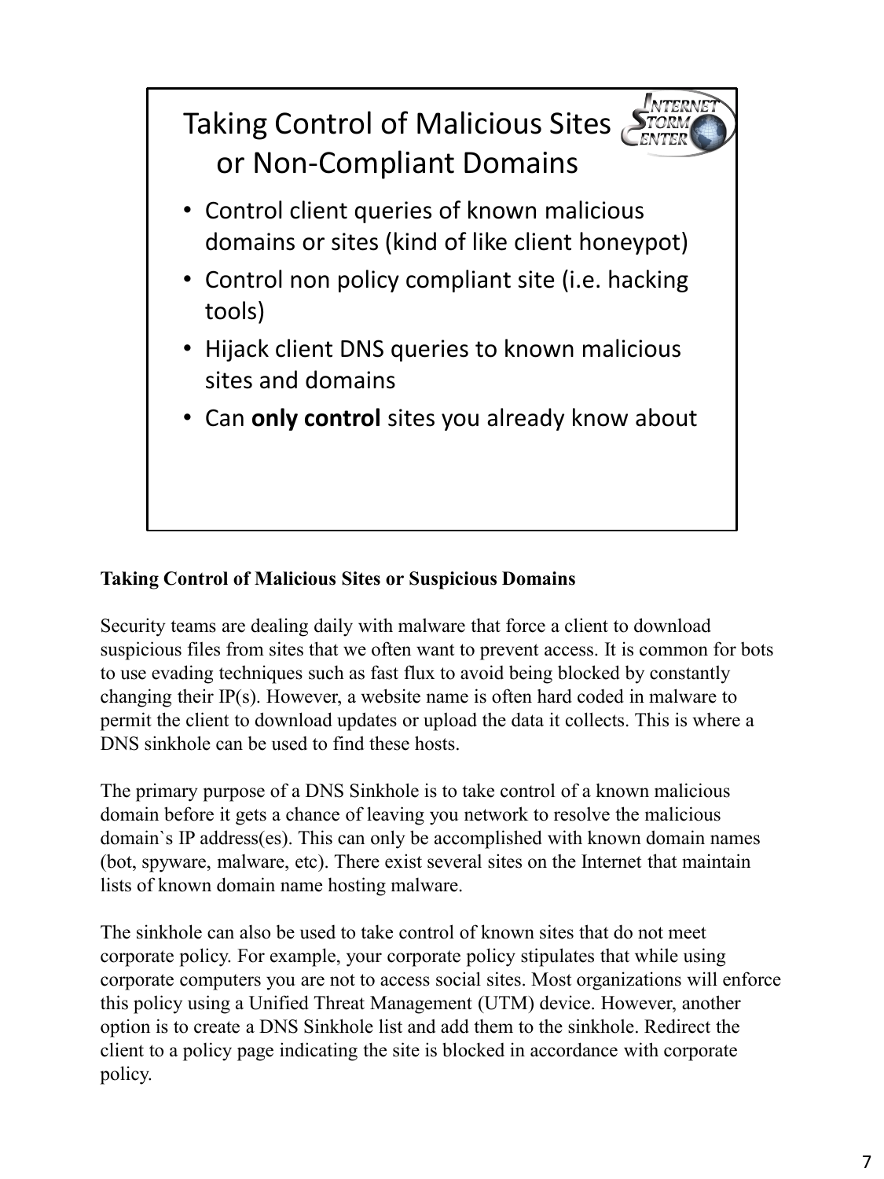## Taking Control of Malicious Sites or Non-Compliant Domains

- Control client queries of known malicious domains or sites (kind of like client honeypot)
- Control non policy compliant site (i.e. hacking tools)
- Hijack client DNS queries to known malicious sites and domains
- Can **only control** sites you already know about

**Taking Control of Malicious Sites or Suspicious Domains**

Security teams are dealing daily with malware that force a client to download suspicious files from sites that we often want to prevent access. It is common for bots to use evading techniques such as fast flux to avoid being blocked by constantly changing their IP(s). However, a website name is often hard coded in malware to permit the client to download updates or upload the data it collects. This is where a DNS sinkhole can be used to find these hosts.

The primary purpose of a DNS Sinkhole is to take control of a known malicious domain before it gets a chance of leaving you network to resolve the malicious domain`s IP address(es). This can only be accomplished with known domain names (bot, spyware, malware, etc). There exist several sites on the Internet that maintain lists of known domain name hosting malware.

The sinkhole can also be used to take control of known sites that do not meet corporate policy. For example, your corporate policy stipulates that while using corporate computers you are not to access social sites. Most organizations will enforce this policy using a Unified Threat Management (UTM) device. However, another option is to create a DNS Sinkhole list and add them to the sinkhole. Redirect the client to a policy page indicating the site is blocked in accordance with corporate policy.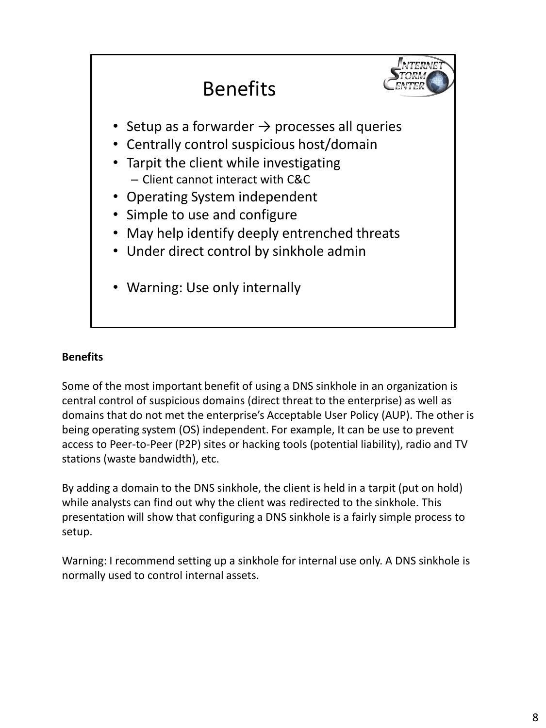## Benefits

- Setup as a forwarder → processes all queries
- Centrally control suspicious host/domain
- Tarpit the client while investigating
  - Client cannot interact with C&C
- Operating System independent
- Simple to use and configure
- May help identify deeply entrenched threats
- Under direct control by sinkhole admin

- Warning: Use only internally

**Benefits**

Some of the most important benefit of using a DNS sinkhole in an organization is central control of suspicious domains (direct threat to the enterprise) as well as domains that do not met the enterprise's Acceptable User Policy (AUP). The other is being operating system (OS) independent. For example, It can be use to prevent access to Peer-to-Peer (P2P) sites or hacking tools (potential liability), radio and TV stations (waste bandwidth), etc.

By adding a domain to the DNS sinkhole, the client is held in a tarpit (put on hold) while analysts can find out why the client was redirected to the sinkhole. This presentation will show that configuring a DNS sinkhole is a fairly simple process to setup.

Warning: I recommend setting up a sinkhole for internal use only. A DNS sinkhole is normally used to control internal assets.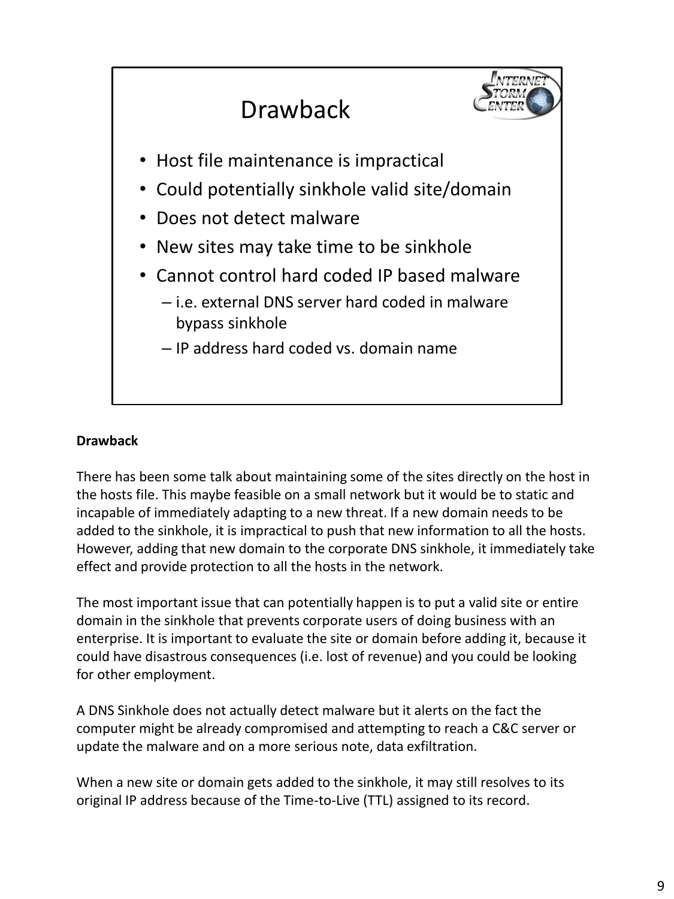## Drawback

- Host file maintenance is impractical
- Could potentially sinkhole valid site/domain
- Does not detect malware
- New sites may take time to be sinkhole
- Cannot control hard coded IP based malware
  - i.e. external DNS server hard coded in malware bypass sinkhole
  - IP address hard coded vs. domain name

**Drawback**

There has been some talk about maintaining some of the sites directly on the host in the hosts file. This maybe feasible on a small network but it would be to static and incapable of immediately adapting to a new threat. If a new domain needs to be added to the sinkhole, it is impractical to push that new information to all the hosts. However, adding that new domain to the corporate DNS sinkhole, it immediately take effect and provide protection to all the hosts in the network.

The most important issue that can potentially happen is to put a valid site or entire domain in the sinkhole that prevents corporate users of doing business with an enterprise. It is important to evaluate the site or domain before adding it, because it could have disastrous consequences (i.e. lost of revenue) and you could be looking for other employment.

A DNS Sinkhole does not actually detect malware but it alerts on the fact the computer might be already compromised and attempting to reach a C&C server or update the malware and on a more serious note, data exfiltration.

When a new site or domain gets added to the sinkhole, it may still resolves to its original IP address because of the Time-to-Live (TTL) assigned to its record.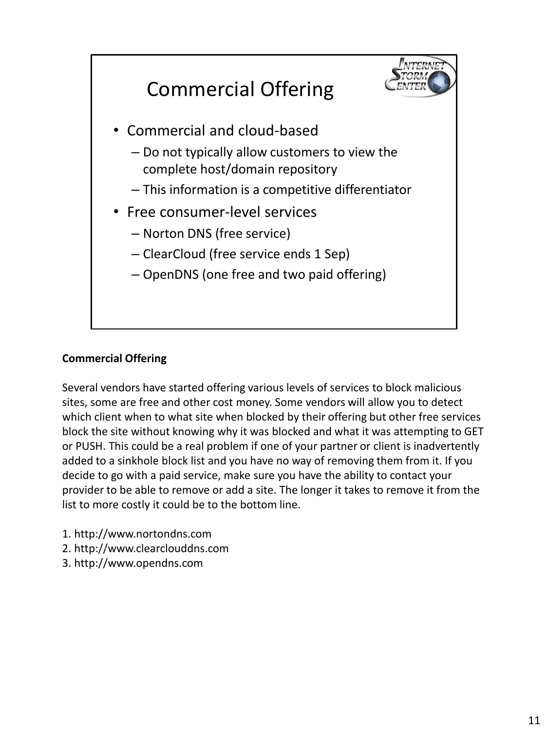## Commercial Offering

- Commercial and cloud-based
  - Do not typically allow customers to view the complete host/domain repository
  - This information is a competitive differentiator
- Free consumer-level services
  - Norton DNS (free service)
  - ClearCloud (free service ends 1 Sep)
  - OpenDNS (one free and two paid offering)

**Commercial Offering**

Several vendors have started offering various levels of services to block malicious sites, some are free and other cost money. Some vendors will allow you to detect which client when to what site when blocked by their offering but other free services block the site without knowing why it was blocked and what it was attempting to GET or PUSH. This could be a real problem if one of your partner or client is inadvertently added to a sinkhole block list and you have no way of removing them from it. If you decide to go with a paid service, make sure you have the ability to contact your provider to be able to remove or add a site. The longer it takes to remove it from the list to more costly it could be to the bottom line.

1. http://www.nortondns.com
2. http://www.clearclouddns.com
3. http://www.opendns.com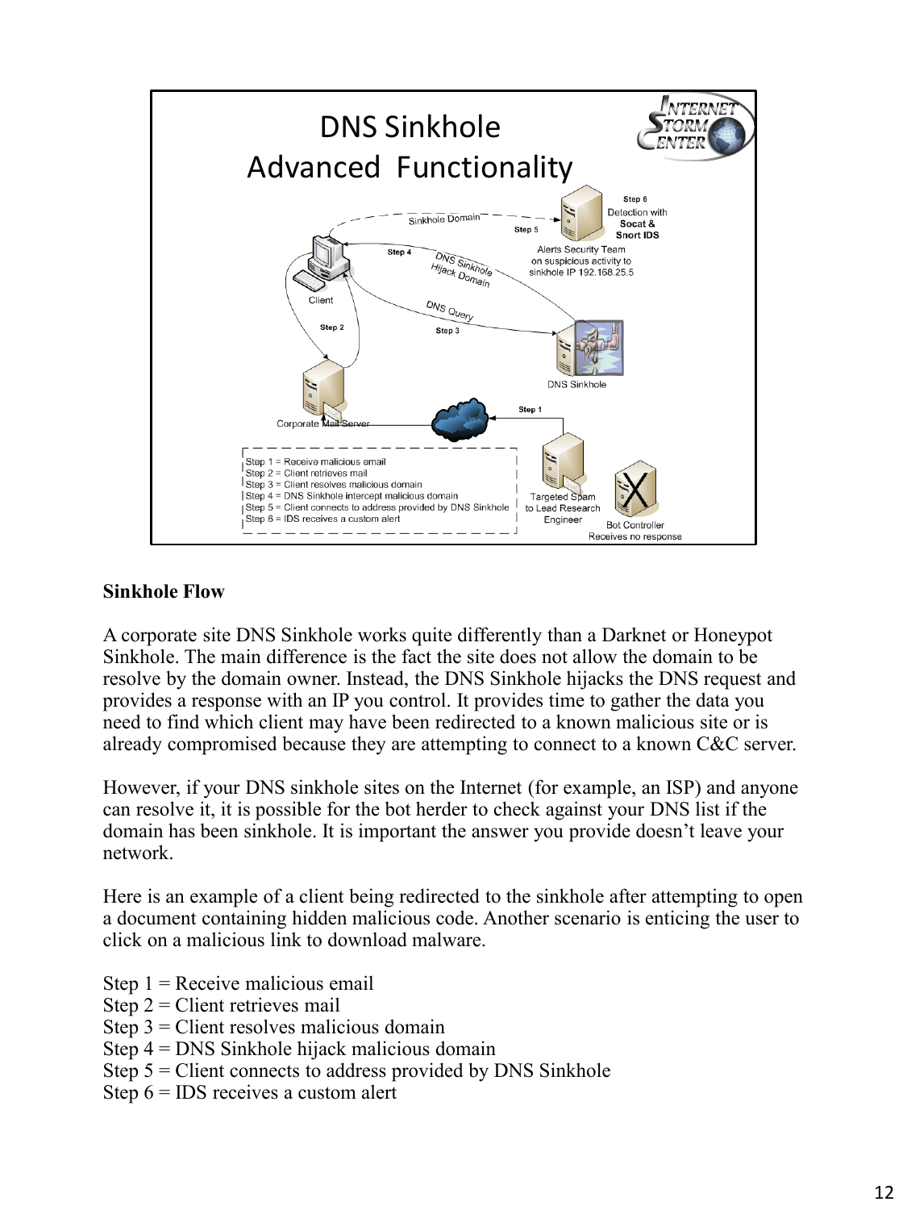DNS Sinkhole

Advanced Functionality

Sinkhole Domain

Step 5

Step 6

Detection with Socat & Snort IDS

Alerts Security Team on suspicious activity to sinkhole IP 192.168.25.5

Step 4

DNS Sinkhole Hijack Domain

Client

DNS Query

Step 3

Step 2

DNS Sinkhole

Step 1

Corporate Mail Server

Step 1 = Receive malicious email
Step 2 = Client retrieves mail
Step 3 = Client resolves malicious domain
Step 4 = DNS Sinkhole intercept malicious domain
Step 5 = Client connects to address provided by DNS Sinkhole
Step 6 = IDS receives a custom alert

Targeted Spam to Lead Research Engineer

Bot Controller Receives no response

**Sinkhole Flow**

A corporate site DNS Sinkhole works quite differently than a Darknet or Honeypot Sinkhole. The main difference is the fact the site does not allow the domain to be resolve by the domain owner. Instead, the DNS Sinkhole hijacks the DNS request and provides a response with an IP you control. It provides time to gather the data you need to find which client may have been redirected to a known malicious site or is already compromised because they are attempting to connect to a known C&C server.

However, if your DNS sinkhole sites on the Internet (for example, an ISP) and anyone can resolve it, it is possible for the bot herder to check against your DNS list if the domain has been sinkhole. It is important the answer you provide doesn't leave your network.

Here is an example of a client being redirected to the sinkhole after attempting to open a document containing hidden malicious code. Another scenario is enticing the user to click on a malicious link to download malware.

Step 1 = Receive malicious email
Step 2 = Client retrieves mail
Step 3 = Client resolves malicious domain
Step 4 = DNS Sinkhole hijack malicious domain
Step 5 = Client connects to address provided by DNS Sinkhole
Step 6 = IDS receives a custom alert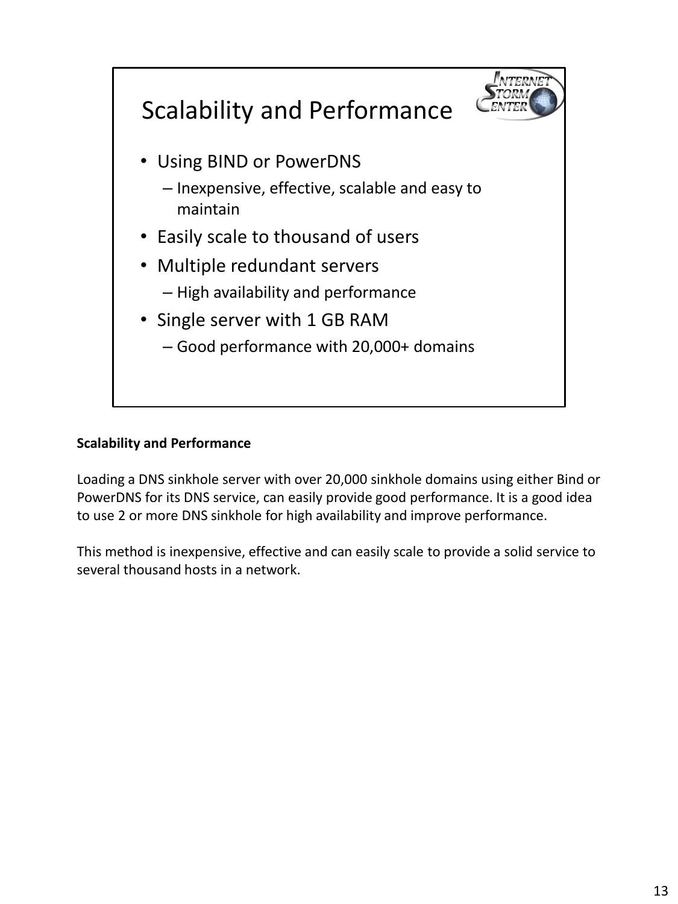## Scalability and Performance

- Using BIND or PowerDNS
  - Inexpensive, effective, scalable and easy to maintain
- Easily scale to thousand of users
- Multiple redundant servers
  - High availability and performance
- Single server with 1 GB RAM
  - Good performance with 20,000+ domains

**Scalability and Performance**

Loading a DNS sinkhole server with over 20,000 sinkhole domains using either Bind or PowerDNS for its DNS service, can easily provide good performance. It is a good idea to use 2 or more DNS sinkhole for high availability and improve performance.

This method is inexpensive, effective and can easily scale to provide a solid service to several thousand hosts in a network.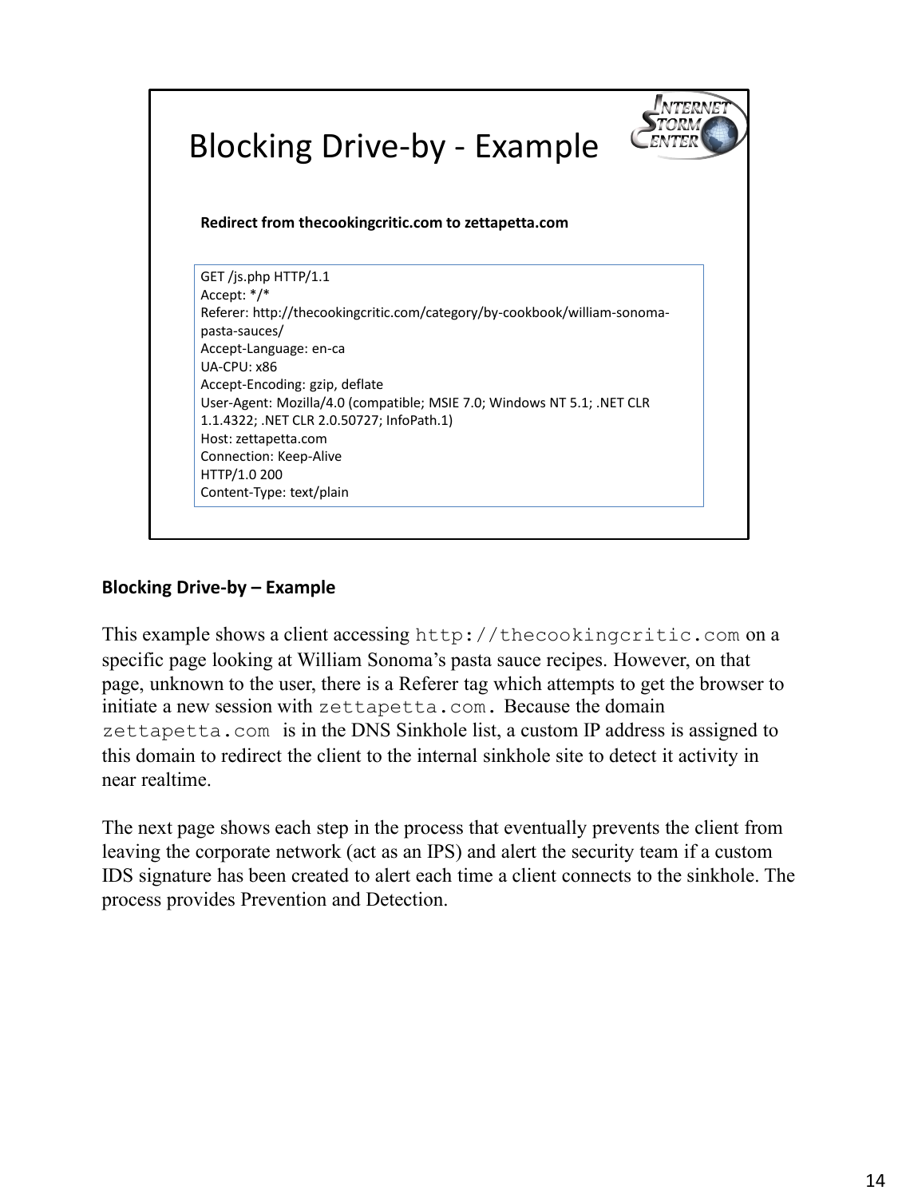# Blocking Drive-by - Example

**Redirect from thecookingcritic.com to zettapetta.com**

```
GET /js.php HTTP/1.1
Accept: */*
Referer: http://thecookingcritic.com/category/by-cookbook/william-sonoma-
pasta-sauces/
Accept-Language: en-ca
UA-CPU: x86
Accept-Encoding: gzip, deflate
User-Agent: Mozilla/4.0 (compatible; MSIE 7.0; Windows NT 5.1; .NET CLR
1.1.4322; .NET CLR 2.0.50727; InfoPath.1)
Host: zettapetta.com
Connection: Keep-Alive
HTTP/1.0 200
Content-Type: text/plain
```

**Blocking Drive-by – Example**

This example shows a client accessing `http://thecookingcritic.com` on a specific page looking at William Sonoma's pasta sauce recipes. However, on that page, unknown to the user, there is a Referer tag which attempts to get the browser to initiate a new session with `zettapetta.com.` Because the domain `zettapetta.com` is in the DNS Sinkhole list, a custom IP address is assigned to this domain to redirect the client to the internal sinkhole site to detect it activity in near realtime.

The next page shows each step in the process that eventually prevents the client from leaving the corporate network (act as an IPS) and alert the security team if a custom IDS signature has been created to alert each time a client connects to the sinkhole. The process provides Prevention and Detection.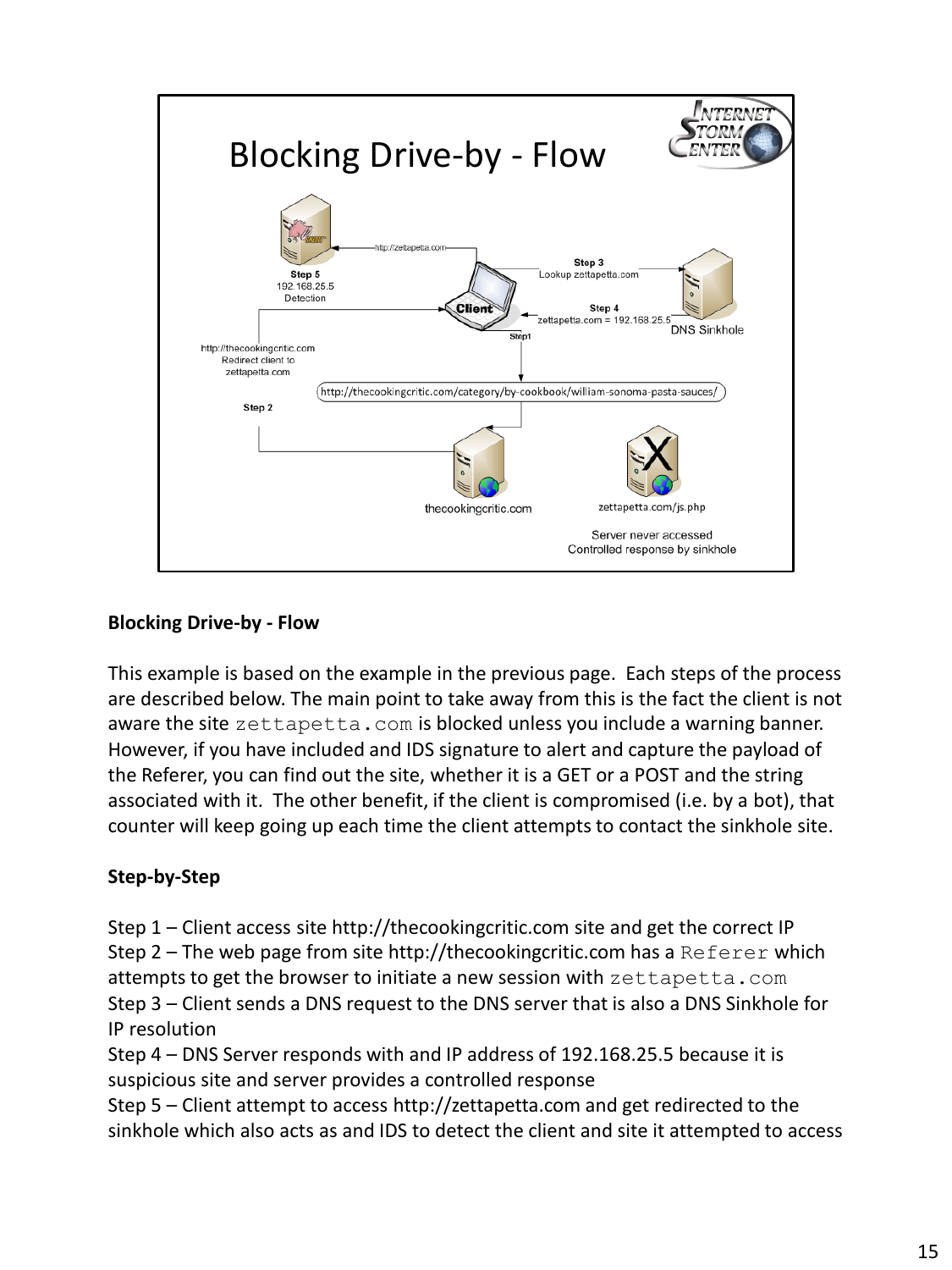Blocking Drive-by - Flow

Step 5
192.168.25.5
Detection

http://zettapetta.com

Step 3
Lookup zettapetta.com

Client

Step 4
zettapetta.com = 192.168.25.5

DNS Sinkhole

Step1

http://thecookingcritic.com
Redirect client to
zettapetta.com

http://thecookingcritic.com/category/by-cookbook/william-sonoma-pasta-sauces/

Step 2

thecookingcritic.com

zettapetta.com/js.php

Server never accessed
Controlled response by sinkhole

**Blocking Drive-by - Flow**

This example is based on the example in the previous page. Each steps of the process are described below. The main point to take away from this is the fact the client is not aware the site `zettapetta.com` is blocked unless you include a warning banner. However, if you have included and IDS signature to alert and capture the payload of the Referer, you can find out the site, whether it is a GET or a POST and the string associated with it. The other benefit, if the client is compromised (i.e. by a bot), that counter will keep going up each time the client attempts to contact the sinkhole site.

**Step-by-Step**

Step 1 – Client access site http://thecookingcritic.com site and get the correct IP
Step 2 – The web page from site http://thecookingcritic.com has a `Referer` which attempts to get the browser to initiate a new session with `zettapetta.com`
Step 3 – Client sends a DNS request to the DNS server that is also a DNS Sinkhole for IP resolution
Step 4 – DNS Server responds with and IP address of 192.168.25.5 because it is suspicious site and server provides a controlled response
Step 5 – Client attempt to access http://zettapetta.com and get redirected to the sinkhole which also acts as and IDS to detect the client and site it attempted to access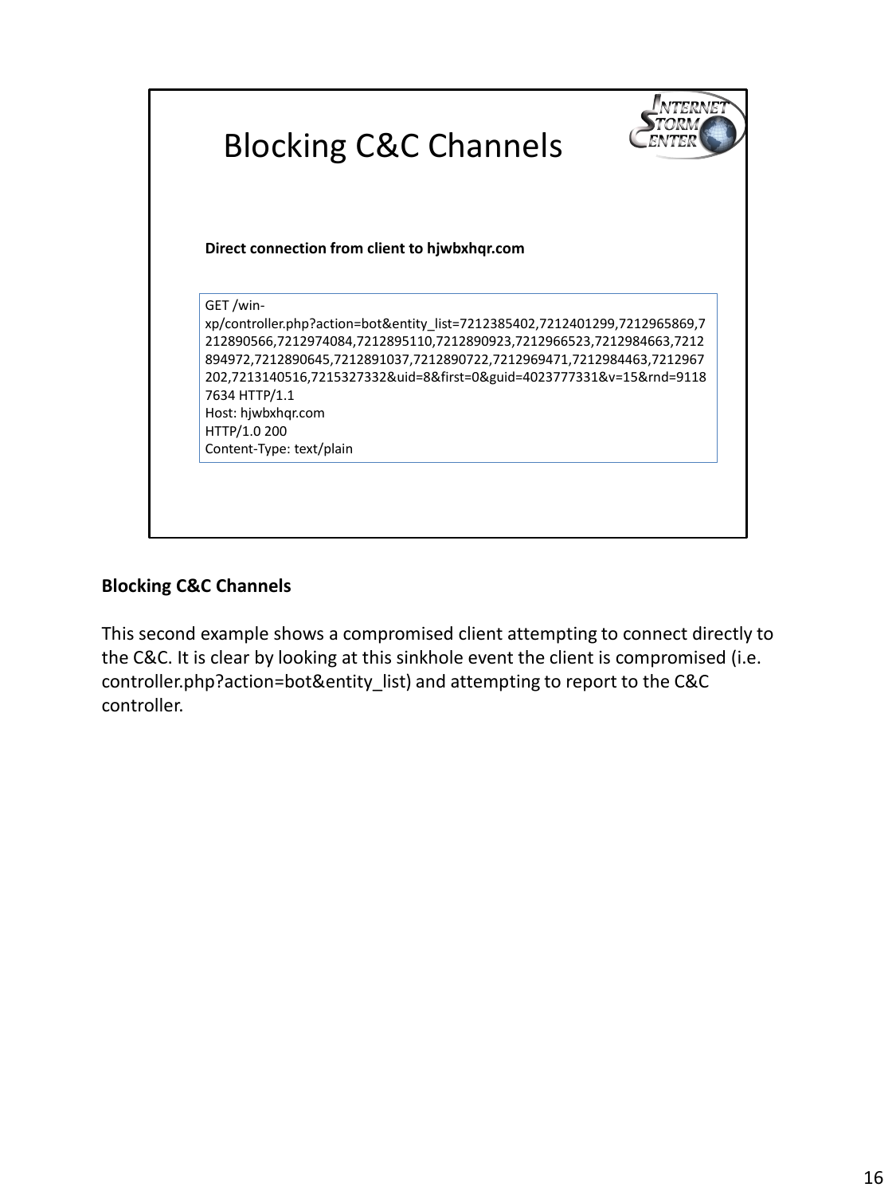# Blocking C&C Channels

**Direct connection from client to hjwbxhqr.com**

```
GET /win-xp/controller.php?action=bot&entity_list=7212385402,7212401299,7212965869,7212890566,7212974084,7212895110,7212890923,7212966523,7212984663,7212894972,7212890645,7212891037,7212890722,7212969471,7212984463,7212967202,7213140516,7215327332&uid=8&first=0&guid=4023777331&v=15&rnd=91187634 HTTP/1.1
Host: hjwbxhqr.com
HTTP/1.0 200
Content-Type: text/plain
```

**Blocking C&C Channels**

This second example shows a compromised client attempting to connect directly to the C&C. It is clear by looking at this sinkhole event the client is compromised (i.e. controller.php?action=bot&entity_list) and attempting to report to the C&C controller.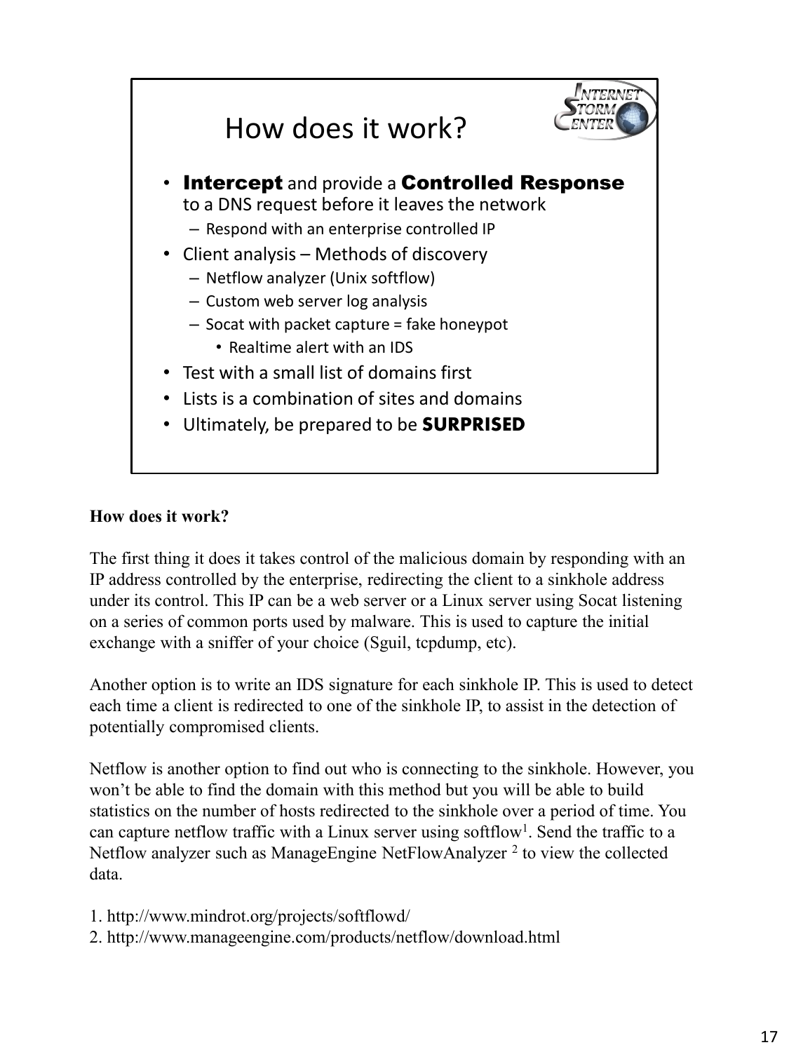## How does it work?

- **Intercept** and provide a **Controlled Response** to a DNS request before it leaves the network
  - Respond with an enterprise controlled IP
- Client analysis – Methods of discovery
  - Netflow analyzer (Unix softflow)
  - Custom web server log analysis
  - Socat with packet capture = fake honeypot
    - Realtime alert with an IDS
- Test with a small list of domains first
- Lists is a combination of sites and domains
- Ultimately, be prepared to be **SURPRISED**

**How does it work?**

The first thing it does it takes control of the malicious domain by responding with an IP address controlled by the enterprise, redirecting the client to a sinkhole address under its control. This IP can be a web server or a Linux server using Socat listening on a series of common ports used by malware. This is used to capture the initial exchange with a sniffer of your choice (Sguil, tcpdump, etc).

Another option is to write an IDS signature for each sinkhole IP. This is used to detect each time a client is redirected to one of the sinkhole IP, to assist in the detection of potentially compromised clients.

Netflow is another option to find out who is connecting to the sinkhole. However, you won't be able to find the domain with this method but you will be able to build statistics on the number of hosts redirected to the sinkhole over a period of time. You can capture netflow traffic with a Linux server using softflow[1]. Send the traffic to a Netflow analyzer such as ManageEngine NetFlowAnalyzer [2] to view the collected data.

1. http://www.mindrot.org/projects/softflowd/
2. http://www.manageengine.com/products/netflow/download.html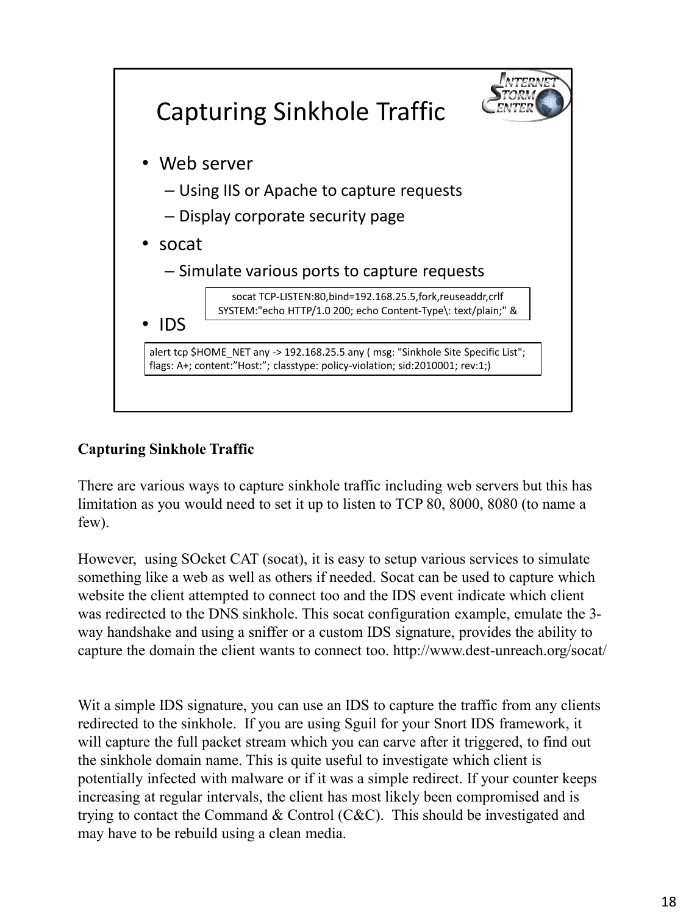# Capturing Sinkhole Traffic

- Web server
  - Using IIS or Apache to capture requests
  - Display corporate security page
- socat
  - Simulate various ports to capture requests

```
socat TCP-LISTEN:80,bind=192.168.25.5,fork,reuseaddr,crlf
SYSTEM:"echo HTTP/1.0 200; echo Content-Type\: text/plain;" &
```

- IDS

```
alert tcp $HOME_NET any -> 192.168.25.5 any ( msg: "Sinkhole Site Specific List";
flags: A+; content:"Host:"; classtype: policy-violation; sid:2010001; rev:1;)
```

**Capturing Sinkhole Traffic**

There are various ways to capture sinkhole traffic including web servers but this has limitation as you would need to set it up to listen to TCP 80, 8000, 8080 (to name a few).

However, using SOcket CAT (socat), it is easy to setup various services to simulate something like a web as well as others if needed. Socat can be used to capture which website the client attempted to connect too and the IDS event indicate which client was redirected to the DNS sinkhole. This socat configuration example, emulate the 3-way handshake and using a sniffer or a custom IDS signature, provides the ability to capture the domain the client wants to connect too. http://www.dest-unreach.org/socat/

Wit a simple IDS signature, you can use an IDS to capture the traffic from any clients redirected to the sinkhole. If you are using Sguil for your Snort IDS framework, it will capture the full packet stream which you can carve after it triggered, to find out the sinkhole domain name. This is quite useful to investigate which client is potentially infected with malware or if it was a simple redirect. If your counter keeps increasing at regular intervals, the client has most likely been compromised and is trying to contact the Command & Control (C&C). This should be investigated and may have to be rebuild using a clean media.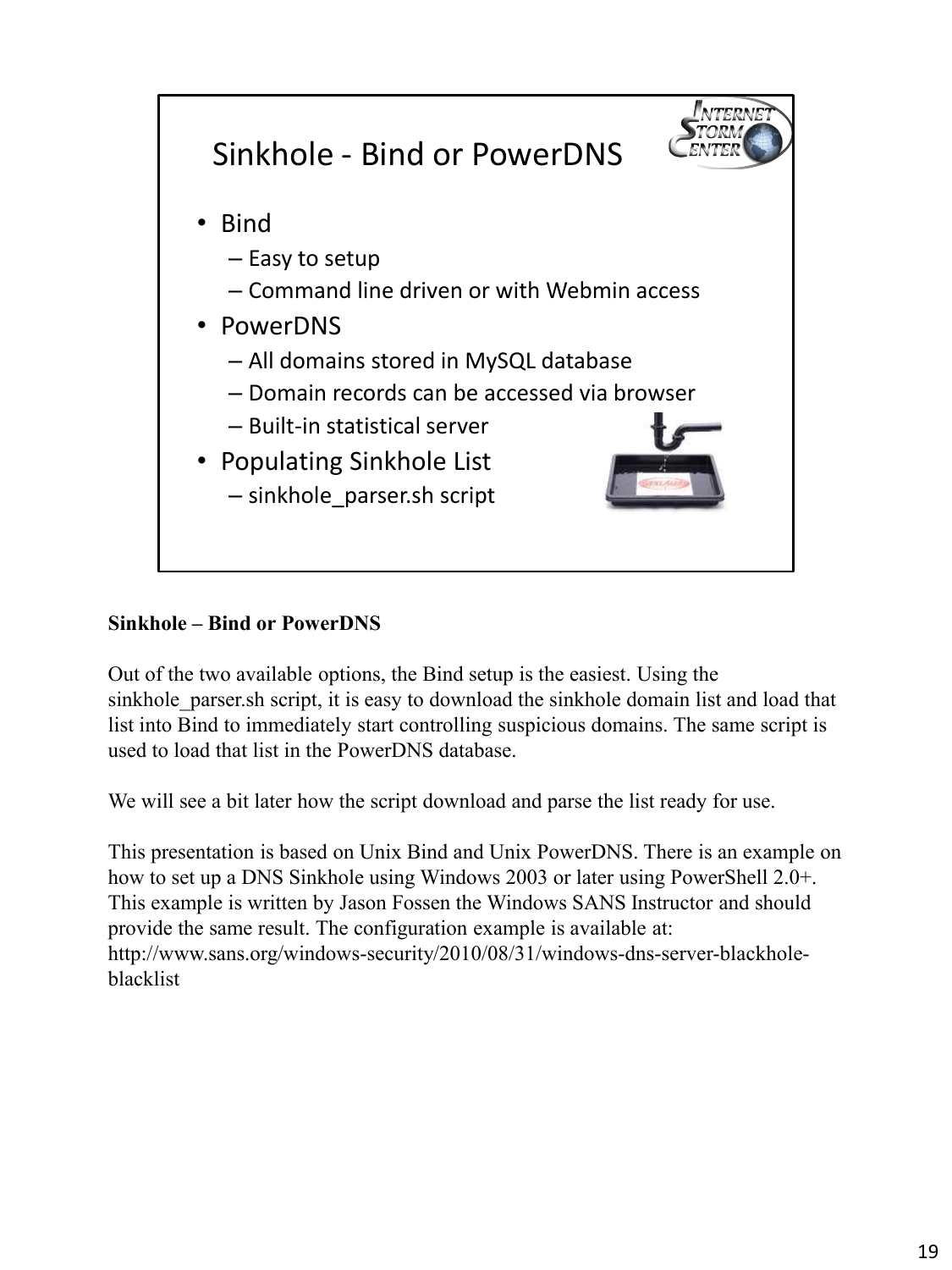## Sinkhole - Bind or PowerDNS

- Bind
  - Easy to setup
  - Command line driven or with Webmin access
- PowerDNS
  - All domains stored in MySQL database
  - Domain records can be accessed via browser
  - Built-in statistical server
- Populating Sinkhole List
  - sinkhole_parser.sh script

**Sinkhole – Bind or PowerDNS**

Out of the two available options, the Bind setup is the easiest. Using the sinkhole_parser.sh script, it is easy to download the sinkhole domain list and load that list into Bind to immediately start controlling suspicious domains. The same script is used to load that list in the PowerDNS database.

We will see a bit later how the script download and parse the list ready for use.

This presentation is based on Unix Bind and Unix PowerDNS. There is an example on how to set up a DNS Sinkhole using Windows 2003 or later using PowerShell 2.0+. This example is written by Jason Fossen the Windows SANS Instructor and should provide the same result. The configuration example is available at: http://www.sans.org/windows-security/2010/08/31/windows-dns-server-blackhole-blacklist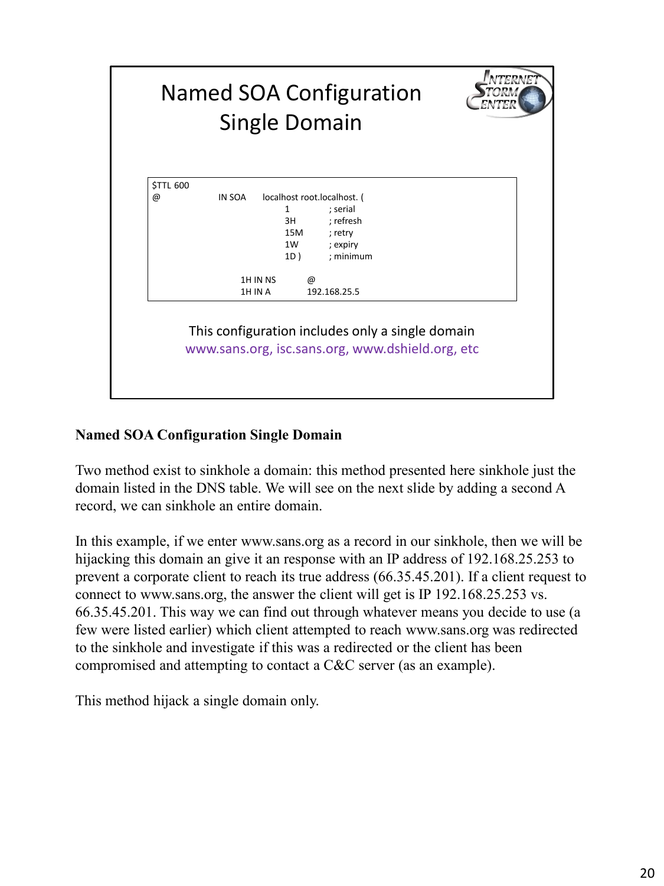# Named SOA Configuration Single Domain

```
$TTL 600
@           IN SOA      localhost root.localhost. (
                             1          ; serial
                             3H         ; refresh
                             15M        ; retry
                             1W         ; expiry
                             1D )       ; minimum

                  1H IN NS        @
                  1H IN A         192.168.25.5
```

This configuration includes only a single domain

www.sans.org, isc.sans.org, www.dshield.org, etc

**Named SOA Configuration Single Domain**

Two method exist to sinkhole a domain: this method presented here sinkhole just the domain listed in the DNS table. We will see on the next slide by adding a second A record, we can sinkhole an entire domain.

In this example, if we enter www.sans.org as a record in our sinkhole, then we will be hijacking this domain an give it an response with an IP address of 192.168.25.253 to prevent a corporate client to reach its true address (66.35.45.201). If a client request to connect to www.sans.org, the answer the client will get is IP 192.168.25.253 vs. 66.35.45.201. This way we can find out through whatever means you decide to use (a few were listed earlier) which client attempted to reach www.sans.org was redirected to the sinkhole and investigate if this was a redirected or the client has been compromised and attempting to contact a C&C server (as an example).

This method hijack a single domain only.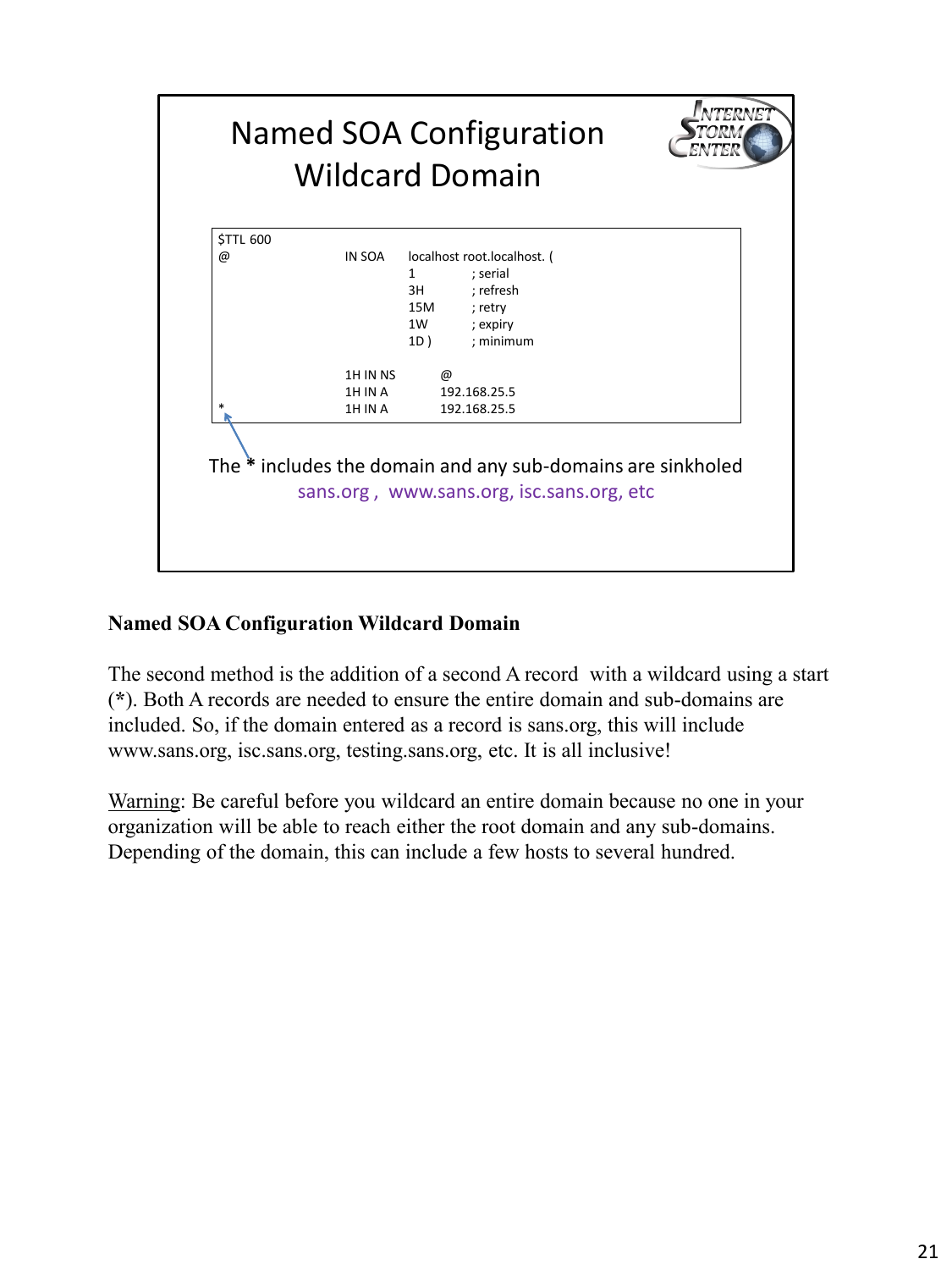# Named SOA Configuration Wildcard Domain

```
$TTL 600
@               IN SOA      localhost root.localhost. (
                            1         ; serial
                            3H        ; refresh
                            15M       ; retry
                            1W        ; expiry
                            1D )      ; minimum

                1H IN NS        @
                1H IN A         192.168.25.5
*               1H IN A         192.168.25.5
```

The * includes the domain and any sub-domains are sinkholed
sans.org , www.sans.org, isc.sans.org, etc

**Named SOA Configuration Wildcard Domain**

The second method is the addition of a second A record with a wildcard using a start (*). Both A records are needed to ensure the entire domain and sub-domains are included. So, if the domain entered as a record is sans.org, this will include www.sans.org, isc.sans.org, testing.sans.org, etc. It is all inclusive!

Warning: Be careful before you wildcard an entire domain because no one in your organization will be able to reach either the root domain and any sub-domains. Depending of the domain, this can include a few hosts to several hundred.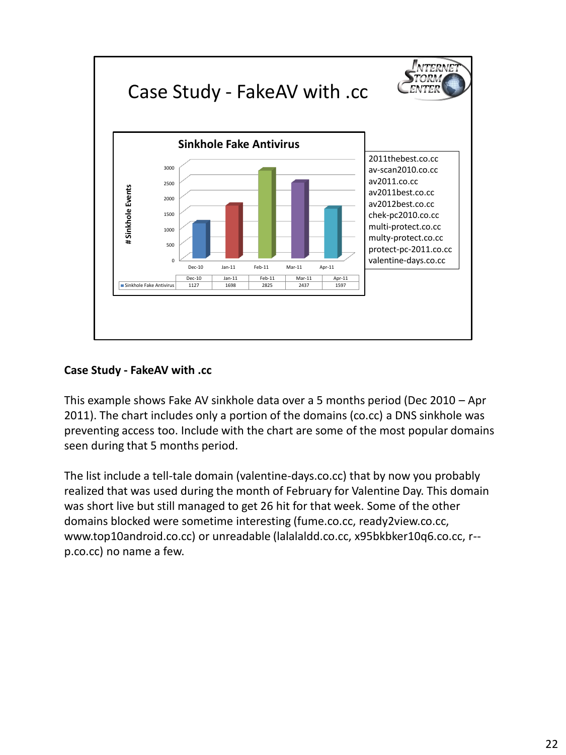# Case Study - FakeAV with .cc

Sinkhole Fake Antivirus

# Sinkhole Events

3000
2500
2000
1500
1000
500
0

Dec-10 Jan-11 Feb-11 Mar-11 Apr-11

| | Dec-10 | Jan-11 | Feb-11 | Mar-11 | Apr-11 |
|---|---|---|---|---|---|
| Sinkhole Fake Antivirus | 1127 | 1698 | 2825 | 2437 | 1597 |

2011thebest.co.cc
av-scan2010.co.cc
av2011.co.cc
av2011best.co.cc
av2012best.co.cc
chek-pc2010.co.cc
multi-protect.co.cc
multy-protect.co.cc
protect-pc-2011.co.cc
valentine-days.co.cc

**Case Study - FakeAV with .cc**

This example shows Fake AV sinkhole data over a 5 months period (Dec 2010 – Apr 2011). The chart includes only a portion of the domains (co.cc) a DNS sinkhole was preventing access too. Include with the chart are some of the most popular domains seen during that 5 months period.

The list include a tell-tale domain (valentine-days.co.cc) that by now you probably realized that was used during the month of February for Valentine Day. This domain was short live but still managed to get 26 hit for that week. Some of the other domains blocked were sometime interesting (fume.co.cc, ready2view.co.cc, www.top10android.co.cc) or unreadable (lalalaldd.co.cc, x95bkbker10q6.co.cc, r--p.co.cc) no name a few.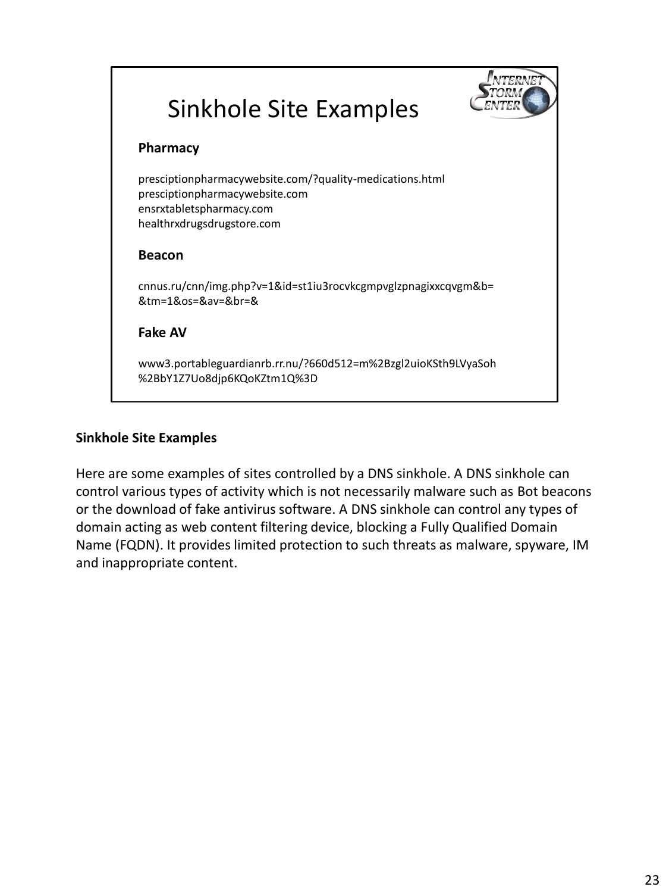# Sinkhole Site Examples

**Pharmacy**

presciptionpharmacywebsite.com/?quality-medications.html
presciptionpharmacywebsite.com
ensrxtabletspharmacy.com
healthrxdrugsdrugstore.com

**Beacon**

cnnus.ru/cnn/img.php?v=1&id=st1iu3rocvkcgmpvglzpnagixxcqvgm&b=&tm=1&os=&av=&br=&

**Fake AV**

www3.portableguardianrb.rr.nu/?660d512=m%2Bzgl2uioKSth9LVyaSoh%2BbY1Z7Uo8djp6KQoKZtm1Q%3D

**Sinkhole Site Examples**

Here are some examples of sites controlled by a DNS sinkhole. A DNS sinkhole can control various types of activity which is not necessarily malware such as Bot beacons or the download of fake antivirus software. A DNS sinkhole can control any types of domain acting as web content filtering device, blocking a Fully Qualified Domain Name (FQDN). It provides limited protection to such threats as malware, spyware, IM and inappropriate content.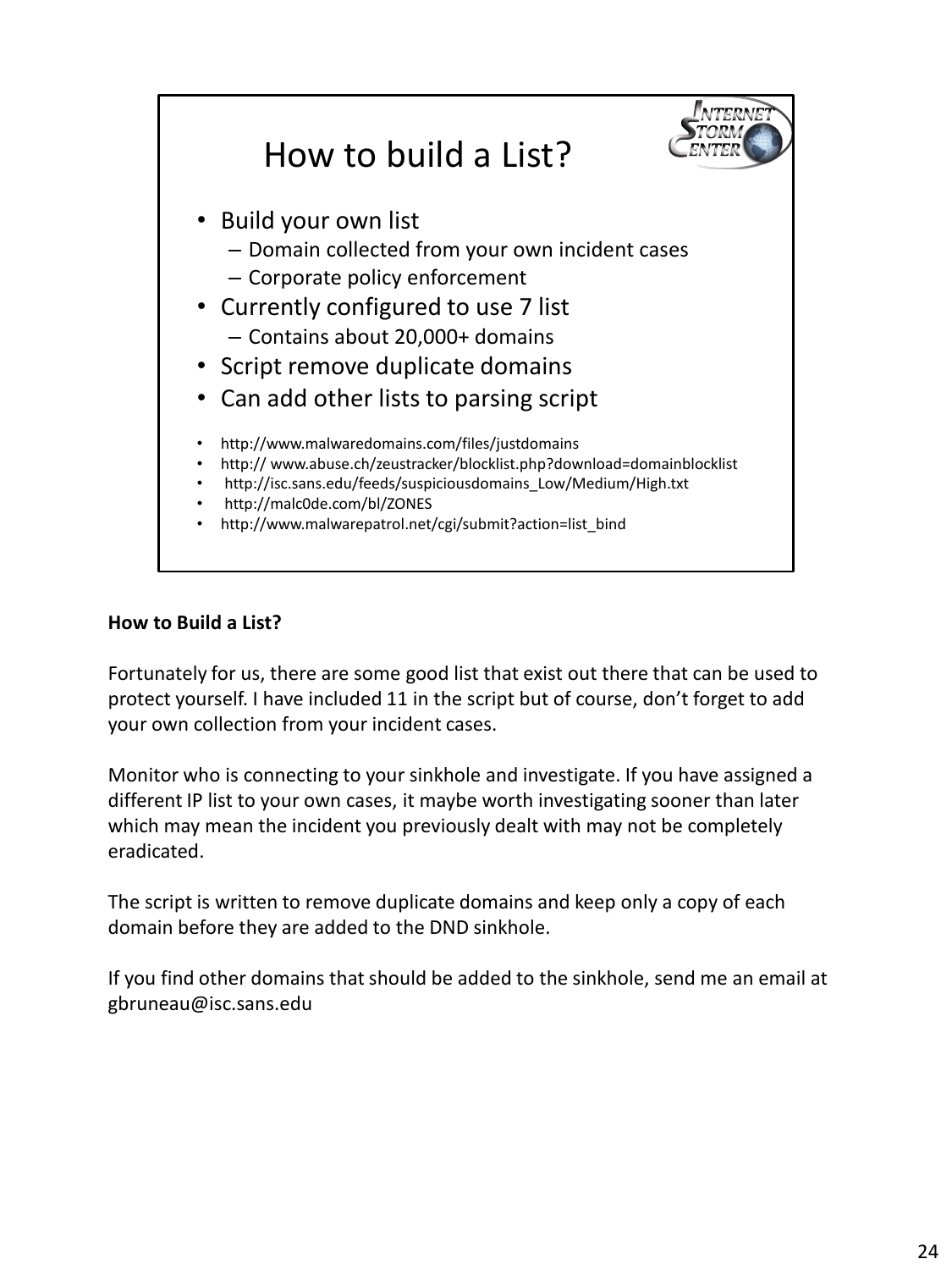## How to build a List?

- Build your own list
  - Domain collected from your own incident cases
  - Corporate policy enforcement
- Currently configured to use 7 list
  - Contains about 20,000+ domains
- Script remove duplicate domains
- Can add other lists to parsing script

- http://www.malwaredomains.com/files/justdomains
- http:// www.abuse.ch/zeustracker/blocklist.php?download=domainblocklist
- http://isc.sans.edu/feeds/suspiciousdomains_Low/Medium/High.txt
- http://malc0de.com/bl/ZONES
- http://www.malwarepatrol.net/cgi/submit?action=list_bind

**How to Build a List?**

Fortunately for us, there are some good list that exist out there that can be used to protect yourself. I have included 11 in the script but of course, don't forget to add your own collection from your incident cases.

Monitor who is connecting to your sinkhole and investigate. If you have assigned a different IP list to your own cases, it maybe worth investigating sooner than later which may mean the incident you previously dealt with may not be completely eradicated.

The script is written to remove duplicate domains and keep only a copy of each domain before they are added to the DND sinkhole.

If you find other domains that should be added to the sinkhole, send me an email at gbruneau@isc.sans.edu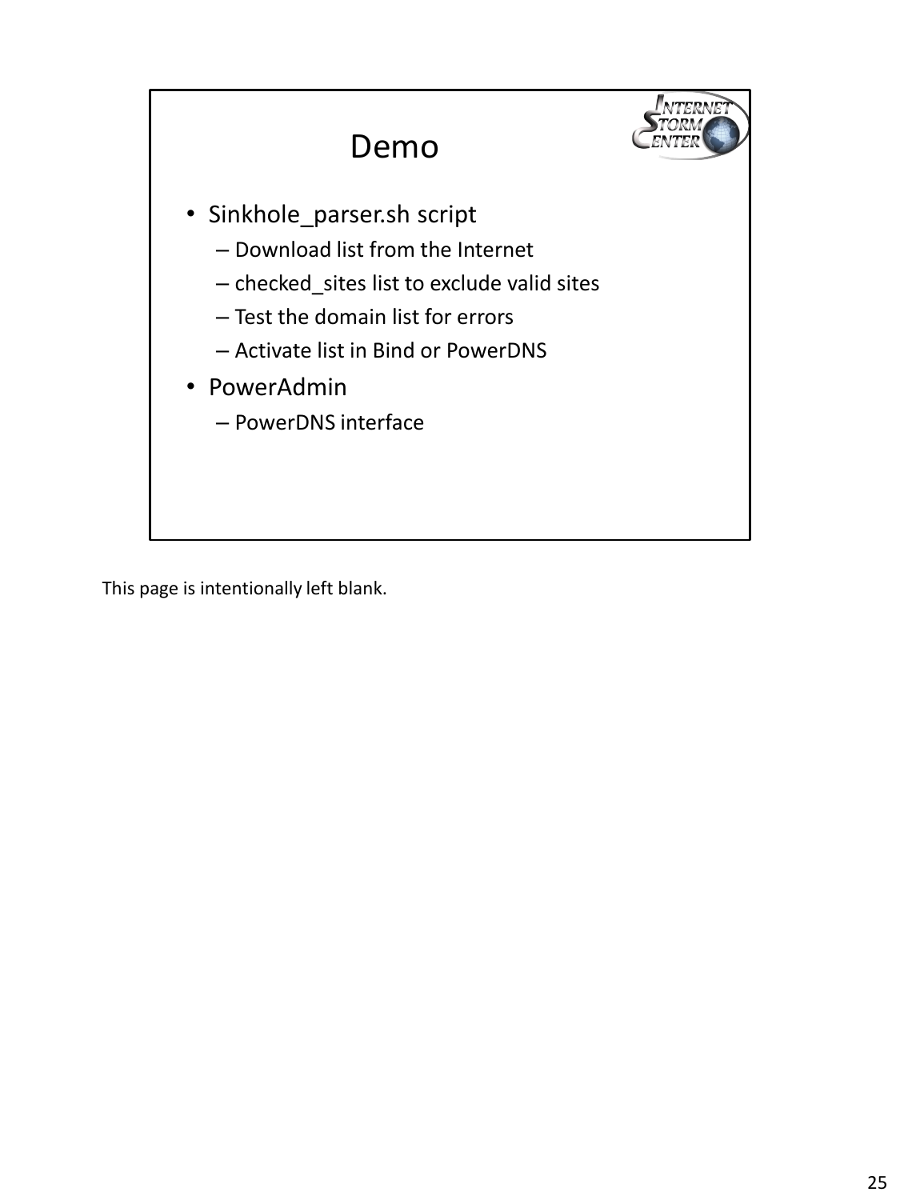# Demo

- Sinkhole_parser.sh script
  - Download list from the Internet
  - checked_sites list to exclude valid sites
  - Test the domain list for errors
  - Activate list in Bind or PowerDNS
- PowerAdmin
  - PowerDNS interface

This page is intentionally left blank.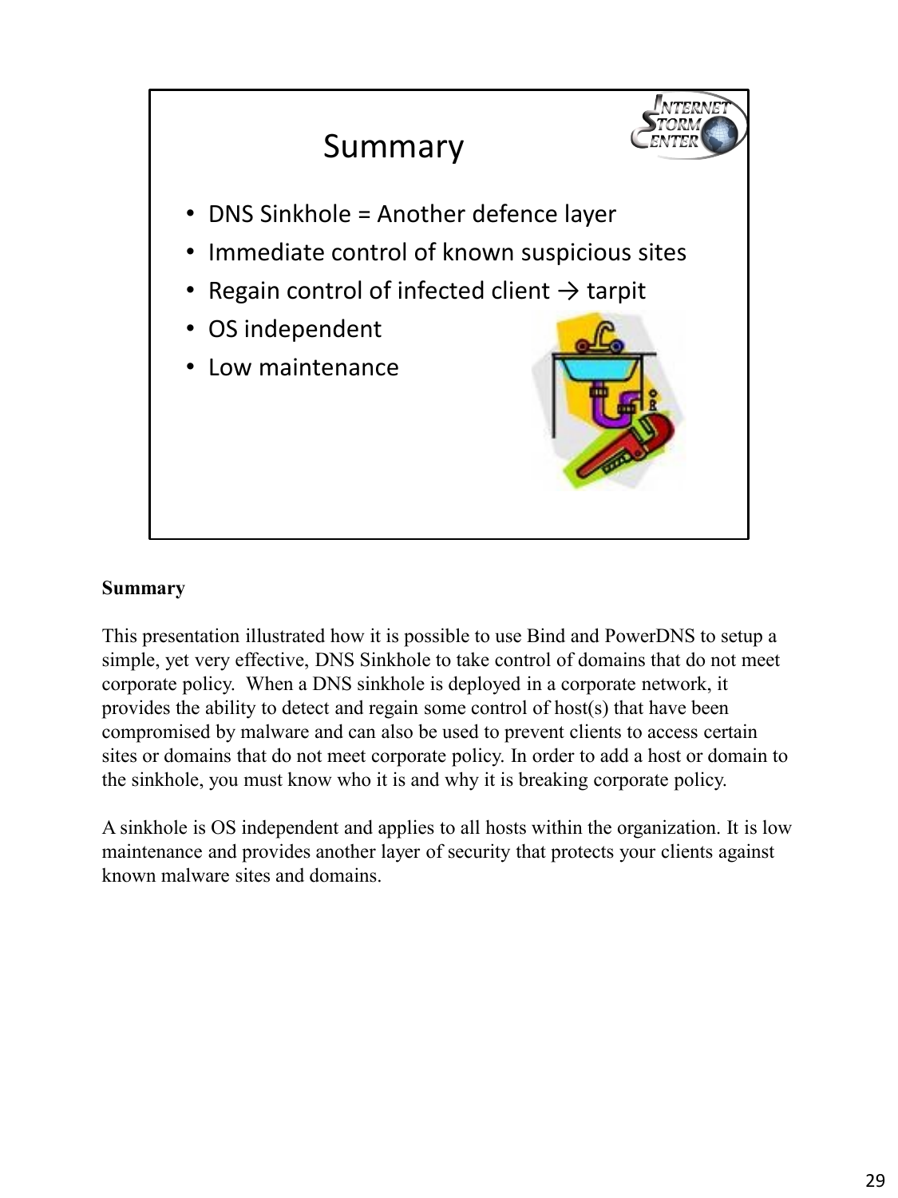## Summary

- DNS Sinkhole = Another defence layer
- Immediate control of known suspicious sites
- Regain control of infected client → tarpit
- OS independent
- Low maintenance

**Summary**

This presentation illustrated how it is possible to use Bind and PowerDNS to setup a simple, yet very effective, DNS Sinkhole to take control of domains that do not meet corporate policy. When a DNS sinkhole is deployed in a corporate network, it provides the ability to detect and regain some control of host(s) that have been compromised by malware and can also be used to prevent clients to access certain sites or domains that do not meet corporate policy. In order to add a host or domain to the sinkhole, you must know who it is and why it is breaking corporate policy.

A sinkhole is OS independent and applies to all hosts within the organization. It is low maintenance and provides another layer of security that protects your clients against known malware sites and domains.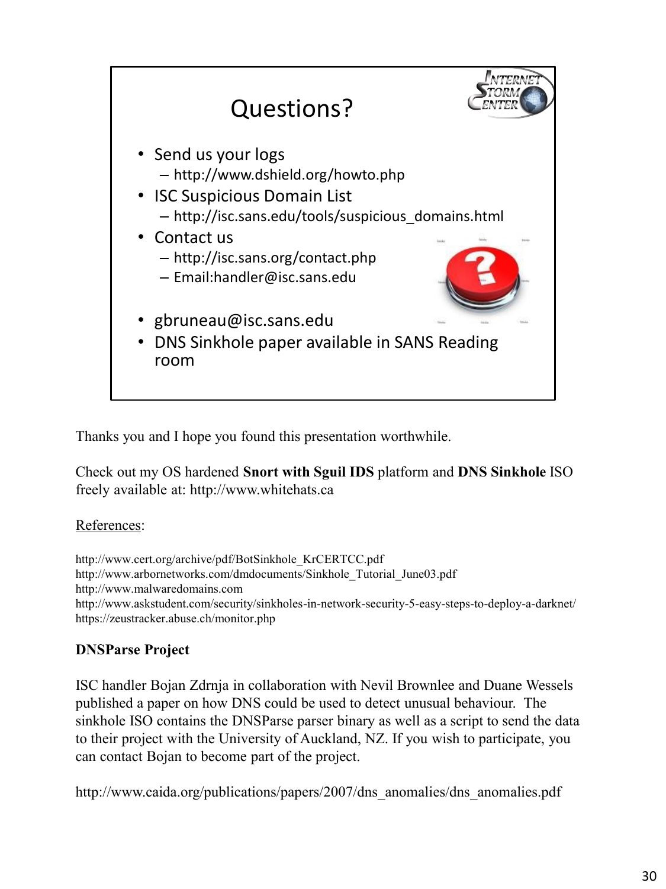## Questions?

- Send us your logs
  - http://www.dshield.org/howto.php
- ISC Suspicious Domain List
  - http://isc.sans.edu/tools/suspicious_domains.html
- Contact us
  - http://isc.sans.org/contact.php
  - Email:handler@isc.sans.edu
- gbruneau@isc.sans.edu
- DNS Sinkhole paper available in SANS Reading room

Thanks you and I hope you found this presentation worthwhile.

Check out my OS hardened **Snort with Sguil IDS** platform and **DNS Sinkhole** ISO freely available at: http://www.whitehats.ca

References:

http://www.cert.org/archive/pdf/BotSinkhole_KrCERTCC.pdf
http://www.arbornetworks.com/dmdocuments/Sinkhole_Tutorial_June03.pdf
http://www.malwaredomains.com
http://www.askstudent.com/security/sinkholes-in-network-security-5-easy-steps-to-deploy-a-darknet/
https://zeustracker.abuse.ch/monitor.php

**DNSParse Project**

ISC handler Bojan Zdrnja in collaboration with Nevil Brownlee and Duane Wessels published a paper on how DNS could be used to detect unusual behaviour. The sinkhole ISO contains the DNSParse parser binary as well as a script to send the data to their project with the University of Auckland, NZ. If you wish to participate, you can contact Bojan to become part of the project.

http://www.caida.org/publications/papers/2007/dns_anomalies/dns_anomalies.pdf